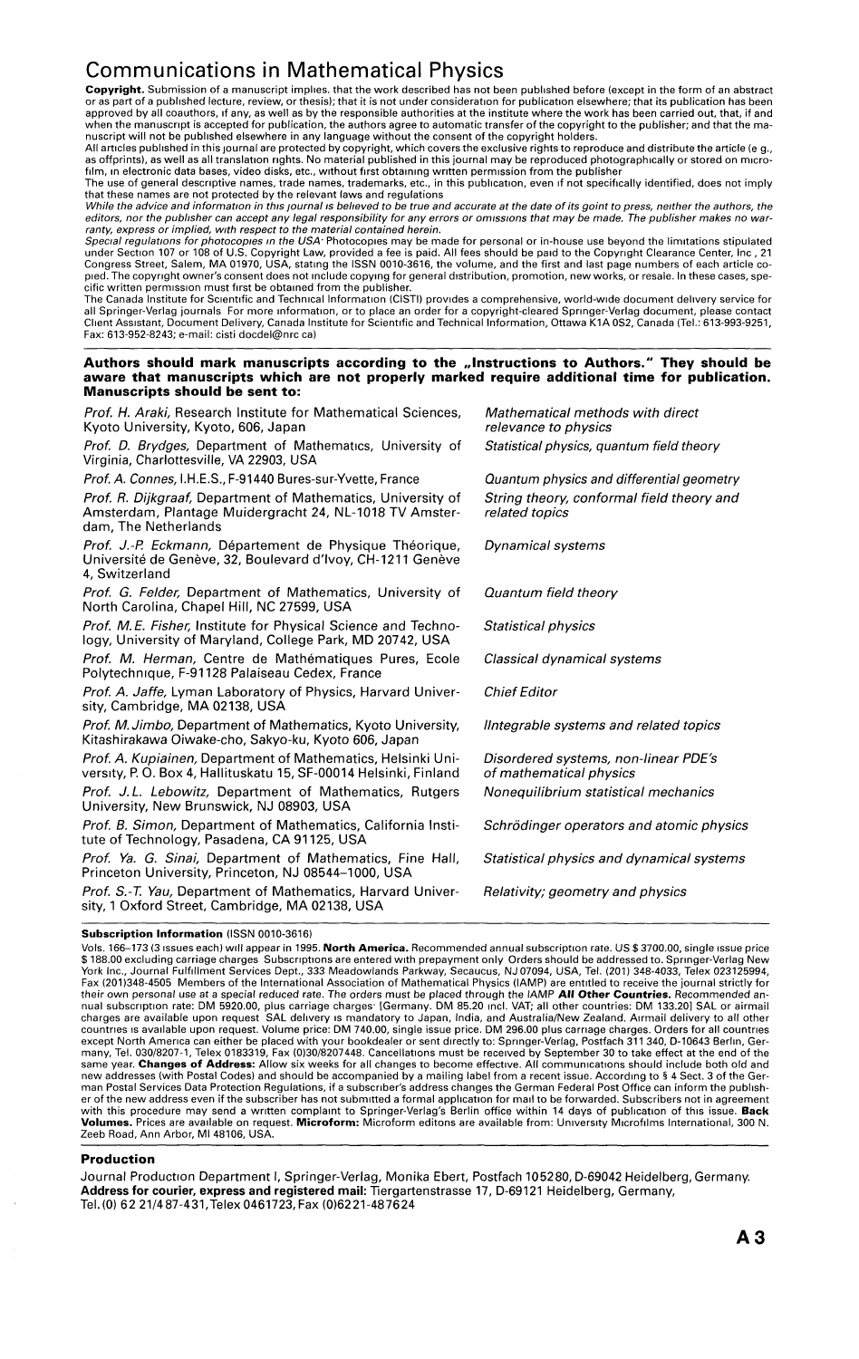# Communications in Mathematical Physics

**Copyright.** Submission of a manuscript implies: that the work described has not been published before (except in the form of an abstract or as part of a published lecture, review, or thesis); that it is not under consideration for publication elsewhere; that its publication has been approved by all coauthors, if any, as well as by the responsible authorities at the institute where the work has been carried out; that, if and when the manuscript is accepted for publication, the authors agree to automatic transfer of the copyright to the publisher; and that the manuscript will not be published elsewhere in any language without the consent of the copyright holders.

All articles published in this journal are protected by copyright, which covers the exclusive rights to reproduce and distribute the article (e.g., as offprints), as well as all translation rights. No material published in this journal may be reproduced photographically or stored on microfilm, in electronic data bases, video disks, etc., without first obtaining written permission from the publisher.

The use of general descriptive names, trade names, trademarks, etc., in this publication, even if not specifically identified, does not imply that these names are not protected by the relevant laws and regulations.

*While the advice and information in this journal is believed to be true and accurate at the date of its goint to press, neither the authors, the editors, nor the publisher can accept any legal responsibility for any errors or omissions that may be made. The publisher makes no warranty, express or implied, with respect to the material contained herein.*

*Special regulations for photocopies in the USA:* Photocopies may be made for personal or in-house use beyond the limitations stipulated under Section 107 or 108 of U.S. Copyright Law, provided a fee is paid. All fees should be paid to the Copyright Clearance Center, Inc., 21 Congress Street, Salem, MA 01970, USA, stating the ISSN 0010-3616, the volume, and the first and last page numbers of each article copied. The copyright owner's consent does not include copying for general distribution, promotion, new works, or resale. In these cases, specific written permission must first be obtained from the publisher.

The Canada Institute for Scientific and Technical Information (CISTI) provides a comprehensive, world-wide document delivery service for all Springer-Verlag journals. For more information, or to place an order for a copyright-cleared Springer-Verlag document, please contact Client Assistant, Document Delivery, Canada Institute for Scientific and Technical Information, Ottawa K1A 0S2, Canada (Tel.: 613-993-9251, Fax: 613-952-8243; e-mail: cisti docdel@nrc ca)

**Authors should mark manuscripts according to the „Instructions to Authors." They should be aware that manuscripts which are not properly marked require additional time for publication. Manuscripts should be sent to:**

| | |
|---|---|
| Prof. *H. Araki*, Research Institute for Mathematical Sciences, Kyoto University, Kyoto, 606, Japan | *Mathematical methods with direct relevance to physics* |
| Prof. *D. Brydges*, Department of Mathematics, University of Virginia, Charlottesville, VA 22903, USA | *Statistical physics, quantum field theory* |
| Prof. *A. Connes*, I.H.E.S., F-91440 Bures-sur-Yvette, France | *Quantum physics and differential geometry* |
| Prof. *R. Dijkgraaf*, Department of Mathematics, University of Amsterdam, Plantage Muidergracht 24, NL-1018 TV Amsterdam, The Netherlands | *String theory, conformal field theory and related topics* |
| Prof. *J.-P. Eckmann*, Département de Physique Théorique, Université de Genève, 32, Boulevard d'Ivoy, CH-1211 Genève 4, Switzerland | *Dynamical systems* |
| Prof. *G. Felder*, Department of Mathematics, University of North Carolina, Chapel Hill, NC 27599, USA | *Quantum field theory* |
| Prof. *M.E. Fisher*, Institute for Physical Science and Technology, University of Maryland, College Park, MD 20742, USA | *Statistical physics* |
| Prof. *M. Herman*, Centre de Mathématiques Pures, Ecole Polytechnique, F-91128 Palaiseau Cedex, France | *Classical dynamical systems* |
| Prof. *A. Jaffe*, Lyman Laboratory of Physics, Harvard University, Cambridge, MA 02138, USA | *Chief Editor* |
| Prof. *M. Jimbo*, Department of Mathematics, Kyoto University, Kitashirakawa Oiwake-cho, Sakyo-ku, Kyoto 606, Japan | *Iintegrable systems and related topics* |
| Prof. *A. Kupiainen*, Department of Mathematics, Helsinki University, P. O. Box 4, Hallituskatu 15, SF-00014 Helsinki, Finland | *Disordered systems, non-linear PDE's of mathematical physics* |
| Prof. *J.L. Lebowitz*, Department of Mathematics, Rutgers University, New Brunswick, NJ 08903, USA | *Nonequilibrium statistical mechanics* |
| Prof. *B. Simon*, Department of Mathematics, California Institute of Technology, Pasadena, CA 91125, USA | *Schrödinger operators and atomic physics* |
| Prof. *Ya. G. Sinai*, Department of Mathematics, Fine Hall, Princeton University, Princeton, NJ 08544-1000, USA | *Statistical physics and dynamical systems* |
| Prof. *S.-T. Yau*, Department of Mathematics, Harvard University, 1 Oxford Street, Cambridge, MA 02138, USA | *Relativity; geometry and physics* |

**Subscription Information** (ISSN 0010-3616)

Vols. 166–173 (3 issues each) will appear in 1995. **North America.** Recommended annual subscription rate. US $ 3700.00, single issue price $ 188.00 excluding carriage charges. Subscriptions are entered with prepayment only. Orders should be addressed to: Springer-Verlag New York Inc., Journal Fulfillment Services Dept., 333 Meadowlands Parkway, Secaucus, NJ 07094, USA, Tel. (201) 348-4033, Telex 023125994, Fax (201)348-4505. Members of the International Association of Mathematical Physics (IAMP) are entitled to receive the journal strictly for their own personal use at a special reduced rate. The orders must be placed through the IAMP. **All Other Countries.** Recommended annual subscription rate: DM 5920.00, plus carriage charges: [Germany: DM 85.20 incl. VAT; all other countries: DM 133.20] SAL or airmail charges are available upon request. SAL delivery is mandatory to Japan, India, and Australia/New Zealand. Airmail delivery to all other countries is available upon request. Volume price: DM 740.00, single issue price: DM 296.00 plus carriage charges. Orders for all countries except North America can either be placed with your bookdealer or sent directly to: Springer-Verlag, Postfach 311 340, D-10643 Berlin, Germany, Tel. 030/8207-1, Telex 0183319, Fax (0)30/8207448. Cancellations must be received by September 30 to take effect at the end of the same year. **Changes of Address:** Allow six weeks for all changes to become effective. All communications should include both old and new addresses (with Postal Codes) and should be accompanied by a mailing label from a recent issue. According to § 4 Sect. 3 of the German Postal Services Data Protection Regulations, if a subscriber's address changes the German Federal Post Office can inform the publisher of the new address even if the subscriber has not submitted a formal application for mail to be forwarded. Subscribers not in agreement with this procedure may send a written complaint to Springer-Verlag's Berlin office within 14 days of publication of this issue. **Back Volumes.** Prices are available on request. **Microform:** Microform editons are available from: University Microfilms International, 300 N. Zeeb Road, Ann Arbor, MI 48106, USA.

**Production**

Journal Production Department I, Springer-Verlag, Monika Ebert, Postfach 105280, D-69042 Heidelberg, Germany.
**Address for courier, express and registered mail:** Tiergartenstrasse 17, D-69121 Heidelberg, Germany,
Tel. (0) 62 21/4 87-431, Telex 0461723, Fax (0)6221-487624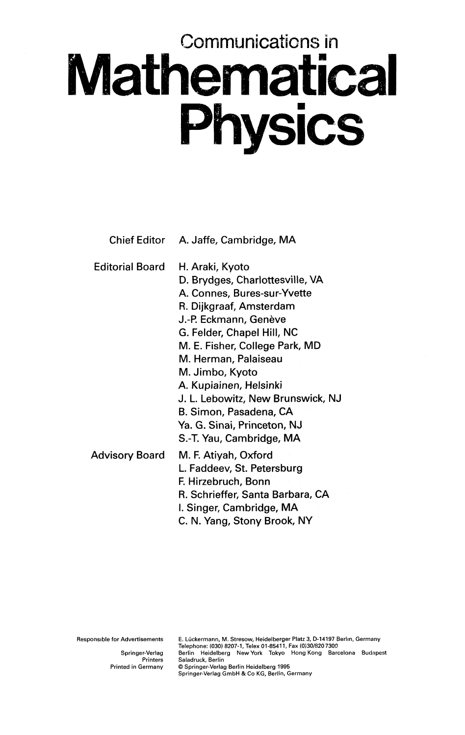# Communications in Mathematical Physics

| | |
|---|---|
| Chief Editor | A. Jaffe, Cambridge, MA |
| Editorial Board | H. Araki, Kyoto |
| | D. Brydges, Charlottesville, VA |
| | A. Connes, Bures-sur-Yvette |
| | R. Dijkgraaf, Amsterdam |
| | J.-P. Eckmann, Genève |
| | G. Felder, Chapel Hill, NC |
| | M. E. Fisher, College Park, MD |
| | M. Herman, Palaiseau |
| | M. Jimbo, Kyoto |
| | A. Kupiainen, Helsinki |
| | J. L. Lebowitz, New Brunswick, NJ |
| | B. Simon, Pasadena, CA |
| | Ya. G. Sinai, Princeton, NJ |
| | S.-T. Yau, Cambridge, MA |
| Advisory Board | M. F. Atiyah, Oxford |
| | L. Faddeev, St. Petersburg |
| | F. Hirzebruch, Bonn |
| | R. Schrieffer, Santa Barbara, CA |
| | I. Singer, Cambridge, MA |
| | C. N. Yang, Stony Brook, NY |

| | |
|---|---|
| Responsible for Advertisements | E. Lückermann, M. Stresow, Heidelberger Platz 3, D-14197 Berlin, Germany<br>Telephone: (030) 8207-1, Telex 01-85411, Fax (0)30/820 7300 |
| Springer-Verlag | Berlin Heidelberg New York Tokyo Hong Kong Barcelona Budapest |
| Printers | Saladruck, Berlin |
| Printed in Germany | © Springer-Verlag Berlin Heidelberg 1995<br>Springer-Verlag GmbH & Co KG, Berlin, Germany |